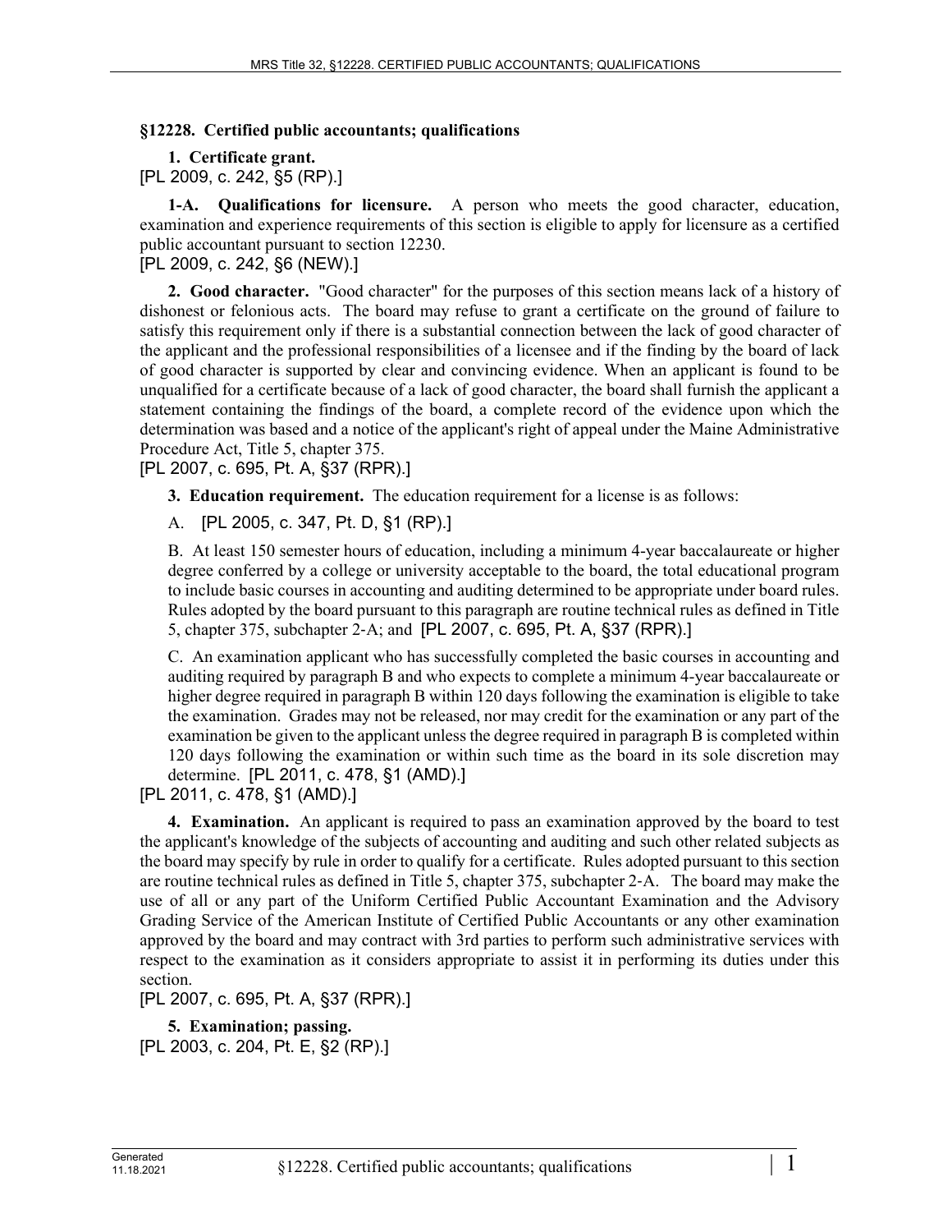## §12228. Certified public accountants; qualifications

**1. Certificate grant.**
[PL 2009, c. 242, §5 (RP).]

**1-A. Qualifications for licensure.** A person who meets the good character, education, examination and experience requirements of this section is eligible to apply for licensure as a certified public accountant pursuant to section 12230.
[PL 2009, c. 242, §6 (NEW).]

**2. Good character.** "Good character" for the purposes of this section means lack of a history of dishonest or felonious acts. The board may refuse to grant a certificate on the ground of failure to satisfy this requirement only if there is a substantial connection between the lack of good character of the applicant and the professional responsibilities of a licensee and if the finding by the board of lack of good character is supported by clear and convincing evidence. When an applicant is found to be unqualified for a certificate because of a lack of good character, the board shall furnish the applicant a statement containing the findings of the board, a complete record of the evidence upon which the determination was based and a notice of the applicant's right of appeal under the Maine Administrative Procedure Act, Title 5, chapter 375.
[PL 2007, c. 695, Pt. A, §37 (RPR).]

**3. Education requirement.** The education requirement for a license is as follows:

A. [PL 2005, c. 347, Pt. D, §1 (RP).]

B. At least 150 semester hours of education, including a minimum 4-year baccalaureate or higher degree conferred by a college or university acceptable to the board, the total educational program to include basic courses in accounting and auditing determined to be appropriate under board rules. Rules adopted by the board pursuant to this paragraph are routine technical rules as defined in Title 5, chapter 375, subchapter 2-A; and [PL 2007, c. 695, Pt. A, §37 (RPR).]

C. An examination applicant who has successfully completed the basic courses in accounting and auditing required by paragraph B and who expects to complete a minimum 4-year baccalaureate or higher degree required in paragraph B within 120 days following the examination is eligible to take the examination. Grades may not be released, nor may credit for the examination or any part of the examination be given to the applicant unless the degree required in paragraph B is completed within 120 days following the examination or within such time as the board in its sole discretion may determine. [PL 2011, c. 478, §1 (AMD).]

[PL 2011, c. 478, §1 (AMD).]

**4. Examination.** An applicant is required to pass an examination approved by the board to test the applicant's knowledge of the subjects of accounting and auditing and such other related subjects as the board may specify by rule in order to qualify for a certificate. Rules adopted pursuant to this section are routine technical rules as defined in Title 5, chapter 375, subchapter 2-A. The board may make the use of all or any part of the Uniform Certified Public Accountant Examination and the Advisory Grading Service of the American Institute of Certified Public Accountants or any other examination approved by the board and may contract with 3rd parties to perform such administrative services with respect to the examination as it considers appropriate to assist it in performing its duties under this section.
[PL 2007, c. 695, Pt. A, §37 (RPR).]

**5. Examination; passing.**
[PL 2003, c. 204, Pt. E, §2 (RP).]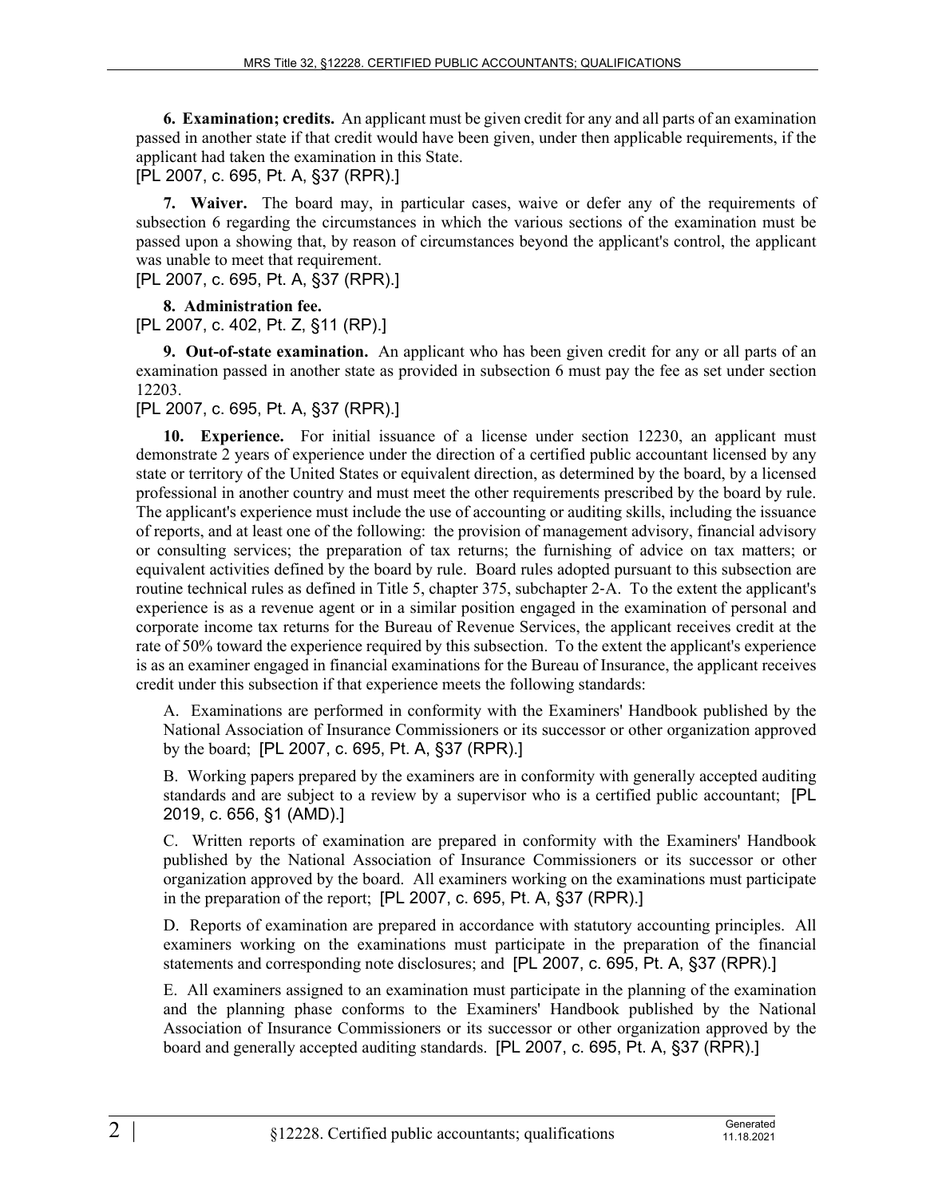**6. Examination; credits.** An applicant must be given credit for any and all parts of an examination passed in another state if that credit would have been given, under then applicable requirements, if the applicant had taken the examination in this State.

[PL 2007, c. 695, Pt. A, §37 (RPR).]

**7. Waiver.** The board may, in particular cases, waive or defer any of the requirements of subsection 6 regarding the circumstances in which the various sections of the examination must be passed upon a showing that, by reason of circumstances beyond the applicant's control, the applicant was unable to meet that requirement.

[PL 2007, c. 695, Pt. A, §37 (RPR).]

**8. Administration fee.**

[PL 2007, c. 402, Pt. Z, §11 (RP).]

**9. Out-of-state examination.** An applicant who has been given credit for any or all parts of an examination passed in another state as provided in subsection 6 must pay the fee as set under section 12203.

[PL 2007, c. 695, Pt. A, §37 (RPR).]

**10. Experience.** For initial issuance of a license under section 12230, an applicant must demonstrate 2 years of experience under the direction of a certified public accountant licensed by any state or territory of the United States or equivalent direction, as determined by the board, by a licensed professional in another country and must meet the other requirements prescribed by the board by rule. The applicant's experience must include the use of accounting or auditing skills, including the issuance of reports, and at least one of the following: the provision of management advisory, financial advisory or consulting services; the preparation of tax returns; the furnishing of advice on tax matters; or equivalent activities defined by the board by rule. Board rules adopted pursuant to this subsection are routine technical rules as defined in Title 5, chapter 375, subchapter 2-A. To the extent the applicant's experience is as a revenue agent or in a similar position engaged in the examination of personal and corporate income tax returns for the Bureau of Revenue Services, the applicant receives credit at the rate of 50% toward the experience required by this subsection. To the extent the applicant's experience is as an examiner engaged in financial examinations for the Bureau of Insurance, the applicant receives credit under this subsection if that experience meets the following standards:

A. Examinations are performed in conformity with the Examiners' Handbook published by the National Association of Insurance Commissioners or its successor or other organization approved by the board; [PL 2007, c. 695, Pt. A, §37 (RPR).]

B. Working papers prepared by the examiners are in conformity with generally accepted auditing standards and are subject to a review by a supervisor who is a certified public accountant; [PL 2019, c. 656, §1 (AMD).]

C. Written reports of examination are prepared in conformity with the Examiners' Handbook published by the National Association of Insurance Commissioners or its successor or other organization approved by the board. All examiners working on the examinations must participate in the preparation of the report; [PL 2007, c. 695, Pt. A, §37 (RPR).]

D. Reports of examination are prepared in accordance with statutory accounting principles. All examiners working on the examinations must participate in the preparation of the financial statements and corresponding note disclosures; and [PL 2007, c. 695, Pt. A, §37 (RPR).]

E. All examiners assigned to an examination must participate in the planning of the examination and the planning phase conforms to the Examiners' Handbook published by the National Association of Insurance Commissioners or its successor or other organization approved by the board and generally accepted auditing standards. [PL 2007, c. 695, Pt. A, §37 (RPR).]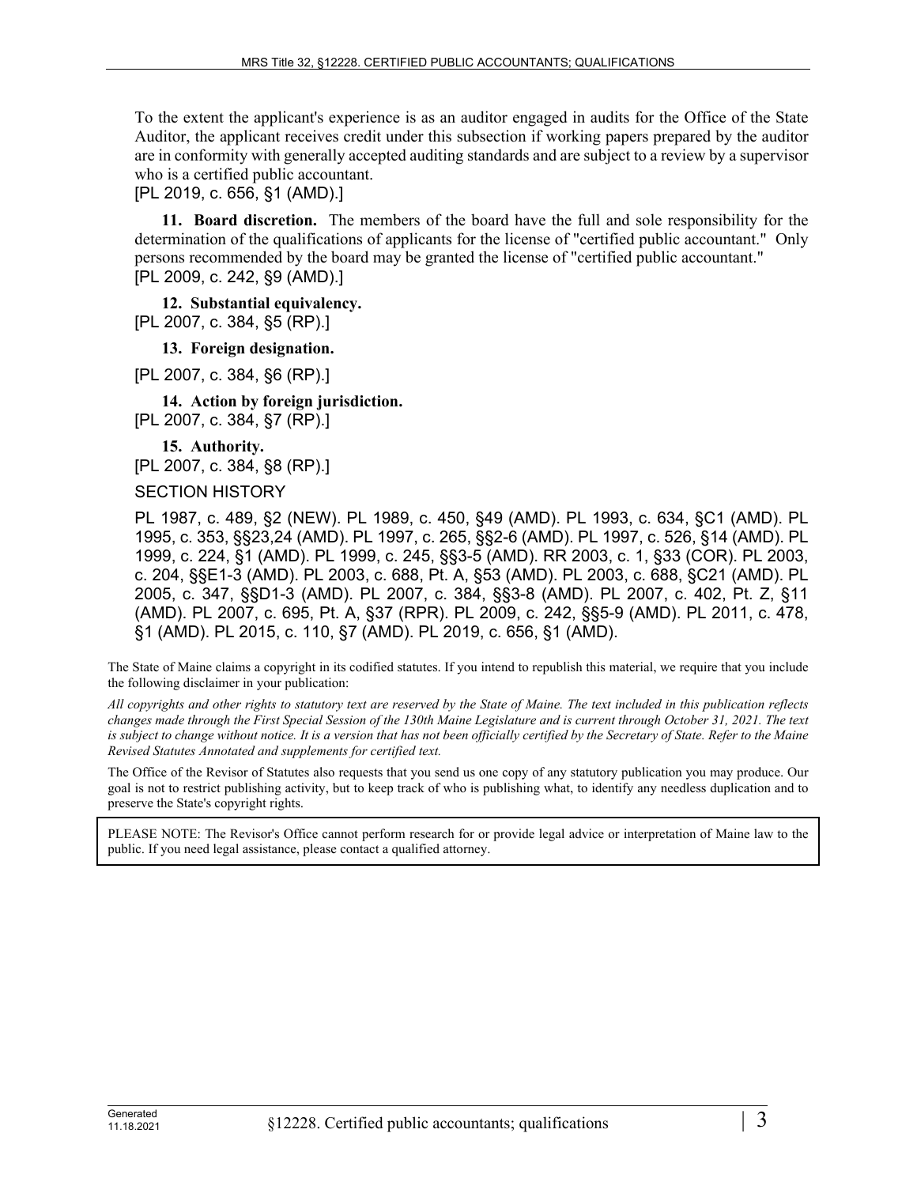To the extent the applicant's experience is as an auditor engaged in audits for the Office of the State Auditor, the applicant receives credit under this subsection if working papers prepared by the auditor are in conformity with generally accepted auditing standards and are subject to a review by a supervisor who is a certified public accountant.

[PL 2019, c. 656, §1 (AMD).]

**11. Board discretion.** The members of the board have the full and sole responsibility for the determination of the qualifications of applicants for the license of "certified public accountant." Only persons recommended by the board may be granted the license of "certified public accountant."

[PL 2009, c. 242, §9 (AMD).]

**12. Substantial equivalency.**

[PL 2007, c. 384, §5 (RP).]

**13. Foreign designation.**

[PL 2007, c. 384, §6 (RP).]

**14. Action by foreign jurisdiction.**

[PL 2007, c. 384, §7 (RP).]

**15. Authority.**

[PL 2007, c. 384, §8 (RP).]

SECTION HISTORY

PL 1987, c. 489, §2 (NEW). PL 1989, c. 450, §49 (AMD). PL 1993, c. 634, §C1 (AMD). PL 1995, c. 353, §§23,24 (AMD). PL 1997, c. 265, §§2-6 (AMD). PL 1997, c. 526, §14 (AMD). PL 1999, c. 224, §1 (AMD). PL 1999, c. 245, §§3-5 (AMD). RR 2003, c. 1, §33 (COR). PL 2003, c. 204, §§E1-3 (AMD). PL 2003, c. 688, Pt. A, §53 (AMD). PL 2003, c. 688, §C21 (AMD). PL 2005, c. 347, §§D1-3 (AMD). PL 2007, c. 384, §§3-8 (AMD). PL 2007, c. 402, Pt. Z, §11 (AMD). PL 2007, c. 695, Pt. A, §37 (RPR). PL 2009, c. 242, §§5-9 (AMD). PL 2011, c. 478, §1 (AMD). PL 2015, c. 110, §7 (AMD). PL 2019, c. 656, §1 (AMD).

The State of Maine claims a copyright in its codified statutes. If you intend to republish this material, we require that you include the following disclaimer in your publication:

*All copyrights and other rights to statutory text are reserved by the State of Maine. The text included in this publication reflects changes made through the First Special Session of the 130th Maine Legislature and is current through October 31, 2021. The text is subject to change without notice. It is a version that has not been officially certified by the Secretary of State. Refer to the Maine Revised Statutes Annotated and supplements for certified text.*

The Office of the Revisor of Statutes also requests that you send us one copy of any statutory publication you may produce. Our goal is not to restrict publishing activity, but to keep track of who is publishing what, to identify any needless duplication and to preserve the State's copyright rights.

PLEASE NOTE: The Revisor's Office cannot perform research for or provide legal advice or interpretation of Maine law to the public. If you need legal assistance, please contact a qualified attorney.